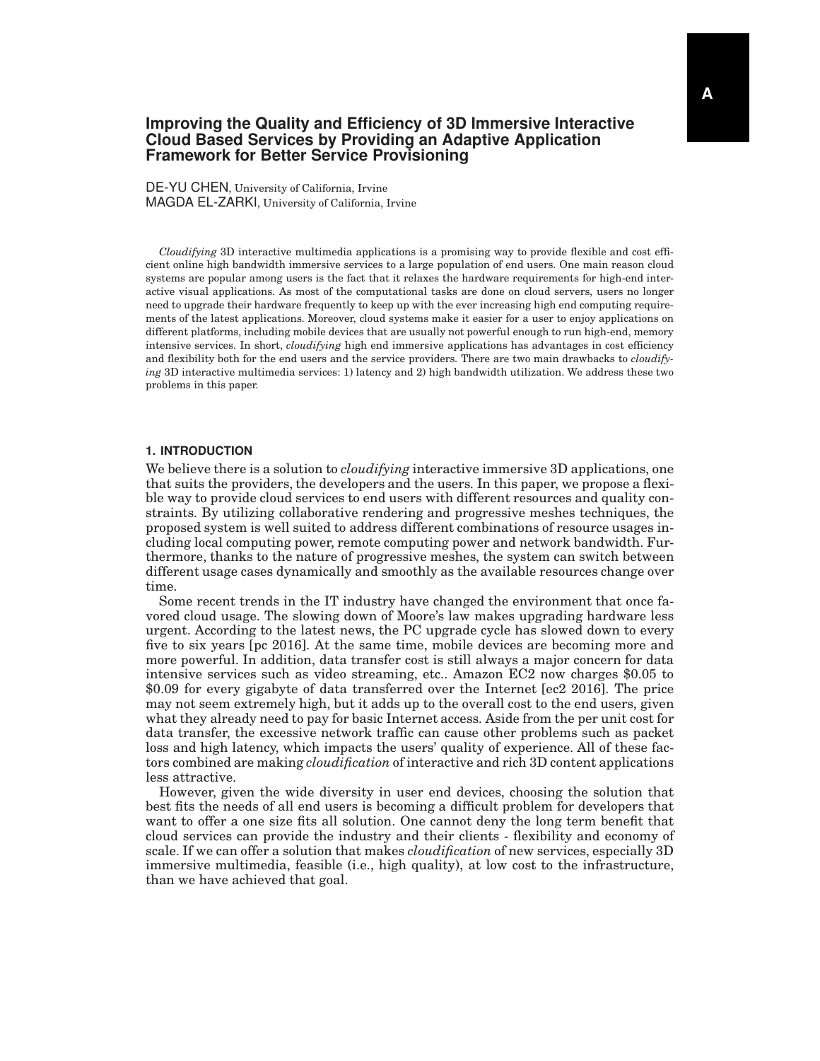# Improving the Quality and Efficiency of 3D Immersive Interactive Cloud Based Services by Providing an Adaptive Application Framework for Better Service Provisioning

DE-YU CHEN, University of California, Irvine
MAGDA EL-ZARKI, University of California, Irvine

*Cloudifying* 3D interactive multimedia applications is a promising way to provide flexible and cost efficient online high bandwidth immersive services to a large population of end users. One main reason cloud systems are popular among users is the fact that it relaxes the hardware requirements for high-end interactive visual applications. As most of the computational tasks are done on cloud servers, users no longer need to upgrade their hardware frequently to keep up with the ever increasing high end computing requirements of the latest applications. Moreover, cloud systems make it easier for a user to enjoy applications on different platforms, including mobile devices that are usually not powerful enough to run high-end, memory intensive services. In short, *cloudifying* high end immersive applications has advantages in cost efficiency and flexibility both for the end users and the service providers. There are two main drawbacks to *cloudifying* 3D interactive multimedia services: 1) latency and 2) high bandwidth utilization. We address these two problems in this paper.

## 1. INTRODUCTION

We believe there is a solution to *cloudifying* interactive immersive 3D applications, one that suits the providers, the developers and the users. In this paper, we propose a flexible way to provide cloud services to end users with different resources and quality constraints. By utilizing collaborative rendering and progressive meshes techniques, the proposed system is well suited to address different combinations of resource usages including local computing power, remote computing power and network bandwidth. Furthermore, thanks to the nature of progressive meshes, the system can switch between different usage cases dynamically and smoothly as the available resources change over time.

Some recent trends in the IT industry have changed the environment that once favored cloud usage. The slowing down of Moore's law makes upgrading hardware less urgent. According to the latest news, the PC upgrade cycle has slowed down to every five to six years [pc 2016]. At the same time, mobile devices are becoming more and more powerful. In addition, data transfer cost is still always a major concern for data intensive services such as video streaming, etc.. Amazon EC2 now charges $0.05 to $0.09 for every gigabyte of data transferred over the Internet [ec2 2016]. The price may not seem extremely high, but it adds up to the overall cost to the end users, given what they already need to pay for basic Internet access. Aside from the per unit cost for data transfer, the excessive network traffic can cause other problems such as packet loss and high latency, which impacts the users' quality of experience. All of these factors combined are making *cloudification* of interactive and rich 3D content applications less attractive.

However, given the wide diversity in user end devices, choosing the solution that best fits the needs of all end users is becoming a difficult problem for developers that want to offer a one size fits all solution. One cannot deny the long term benefit that cloud services can provide the industry and their clients - flexibility and economy of scale. If we can offer a solution that makes *cloudification* of new services, especially 3D immersive multimedia, feasible (i.e., high quality), at low cost to the infrastructure, than we have achieved that goal.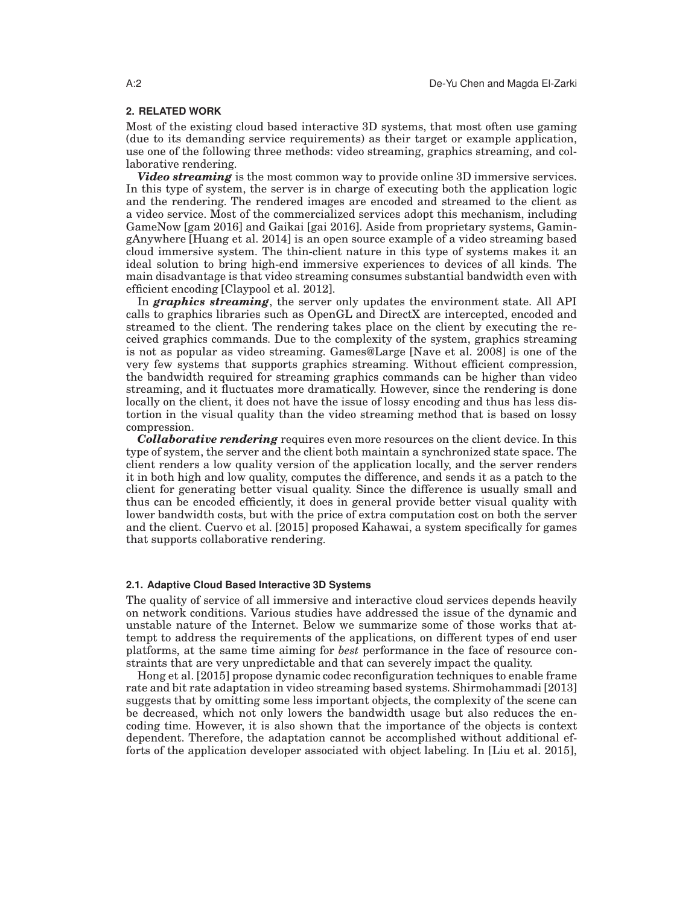## 2. RELATED WORK

Most of the existing cloud based interactive 3D systems, that most often use gaming (due to its demanding service requirements) as their target or example application, use one of the following three methods: video streaming, graphics streaming, and collaborative rendering.

***Video streaming*** is the most common way to provide online 3D immersive services. In this type of system, the server is in charge of executing both the application logic and the rendering. The rendered images are encoded and streamed to the client as a video service. Most of the commercialized services adopt this mechanism, including GameNow [gam 2016] and Gaikai [gai 2016]. Aside from proprietary systems, GamingAnywhere [Huang et al. 2014] is an open source example of a video streaming based cloud immersive system. The thin-client nature in this type of systems makes it an ideal solution to bring high-end immersive experiences to devices of all kinds. The main disadvantage is that video streaming consumes substantial bandwidth even with efficient encoding [Claypool et al. 2012].

In ***graphics streaming***, the server only updates the environment state. All API calls to graphics libraries such as OpenGL and DirectX are intercepted, encoded and streamed to the client. The rendering takes place on the client by executing the received graphics commands. Due to the complexity of the system, graphics streaming is not as popular as video streaming. Games@Large [Nave et al. 2008] is one of the very few systems that supports graphics streaming. Without efficient compression, the bandwidth required for streaming graphics commands can be higher than video streaming, and it fluctuates more dramatically. However, since the rendering is done locally on the client, it does not have the issue of lossy encoding and thus has less distortion in the visual quality than the video streaming method that is based on lossy compression.

***Collaborative rendering*** requires even more resources on the client device. In this type of system, the server and the client both maintain a synchronized state space. The client renders a low quality version of the application locally, and the server renders it in both high and low quality, computes the difference, and sends it as a patch to the client for generating better visual quality. Since the difference is usually small and thus can be encoded efficiently, it does in general provide better visual quality with lower bandwidth costs, but with the price of extra computation cost on both the server and the client. Cuervo et al. [2015] proposed Kahawai, a system specifically for games that supports collaborative rendering.

### 2.1. Adaptive Cloud Based Interactive 3D Systems

The quality of service of all immersive and interactive cloud services depends heavily on network conditions. Various studies have addressed the issue of the dynamic and unstable nature of the Internet. Below we summarize some of those works that attempt to address the requirements of the applications, on different types of end user platforms, at the same time aiming for *best* performance in the face of resource constraints that are very unpredictable and that can severely impact the quality.

Hong et al. [2015] propose dynamic codec reconfiguration techniques to enable frame rate and bit rate adaptation in video streaming based systems. Shirmohammadi [2013] suggests that by omitting some less important objects, the complexity of the scene can be decreased, which not only lowers the bandwidth usage but also reduces the encoding time. However, it is also shown that the importance of the objects is context dependent. Therefore, the adaptation cannot be accomplished without additional efforts of the application developer associated with object labeling. In [Liu et al. 2015],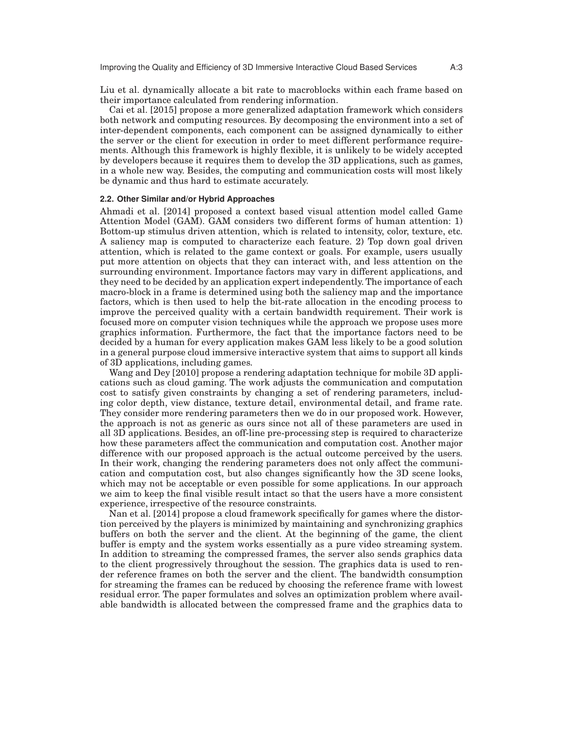Liu et al. dynamically allocate a bit rate to macroblocks within each frame based on their importance calculated from rendering information.

Cai et al. [2015] propose a more generalized adaptation framework which considers both network and computing resources. By decomposing the environment into a set of inter-dependent components, each component can be assigned dynamically to either the server or the client for execution in order to meet different performance requirements. Although this framework is highly flexible, it is unlikely to be widely accepted by developers because it requires them to develop the 3D applications, such as games, in a whole new way. Besides, the computing and communication costs will most likely be dynamic and thus hard to estimate accurately.

### 2.2. Other Similar and/or Hybrid Approaches

Ahmadi et al. [2014] proposed a context based visual attention model called Game Attention Model (GAM). GAM considers two different forms of human attention: 1) Bottom-up stimulus driven attention, which is related to intensity, color, texture, etc. A saliency map is computed to characterize each feature. 2) Top down goal driven attention, which is related to the game context or goals. For example, users usually put more attention on objects that they can interact with, and less attention on the surrounding environment. Importance factors may vary in different applications, and they need to be decided by an application expert independently. The importance of each macro-block in a frame is determined using both the saliency map and the importance factors, which is then used to help the bit-rate allocation in the encoding process to improve the perceived quality with a certain bandwidth requirement. Their work is focused more on computer vision techniques while the approach we propose uses more graphics information. Furthermore, the fact that the importance factors need to be decided by a human for every application makes GAM less likely to be a good solution in a general purpose cloud immersive interactive system that aims to support all kinds of 3D applications, including games.

Wang and Dey [2010] propose a rendering adaptation technique for mobile 3D applications such as cloud gaming. The work adjusts the communication and computation cost to satisfy given constraints by changing a set of rendering parameters, including color depth, view distance, texture detail, environmental detail, and frame rate. They consider more rendering parameters then we do in our proposed work. However, the approach is not as generic as ours since not all of these parameters are used in all 3D applications. Besides, an off-line pre-processing step is required to characterize how these parameters affect the communication and computation cost. Another major difference with our proposed approach is the actual outcome perceived by the users. In their work, changing the rendering parameters does not only affect the communication and computation cost, but also changes significantly how the 3D scene looks, which may not be acceptable or even possible for some applications. In our approach we aim to keep the final visible result intact so that the users have a more consistent experience, irrespective of the resource constraints.

Nan et al. [2014] propose a cloud framework specifically for games where the distortion perceived by the players is minimized by maintaining and synchronizing graphics buffers on both the server and the client. At the beginning of the game, the client buffer is empty and the system works essentially as a pure video streaming system. In addition to streaming the compressed frames, the server also sends graphics data to the client progressively throughout the session. The graphics data is used to render reference frames on both the server and the client. The bandwidth consumption for streaming the frames can be reduced by choosing the reference frame with lowest residual error. The paper formulates and solves an optimization problem where available bandwidth is allocated between the compressed frame and the graphics data to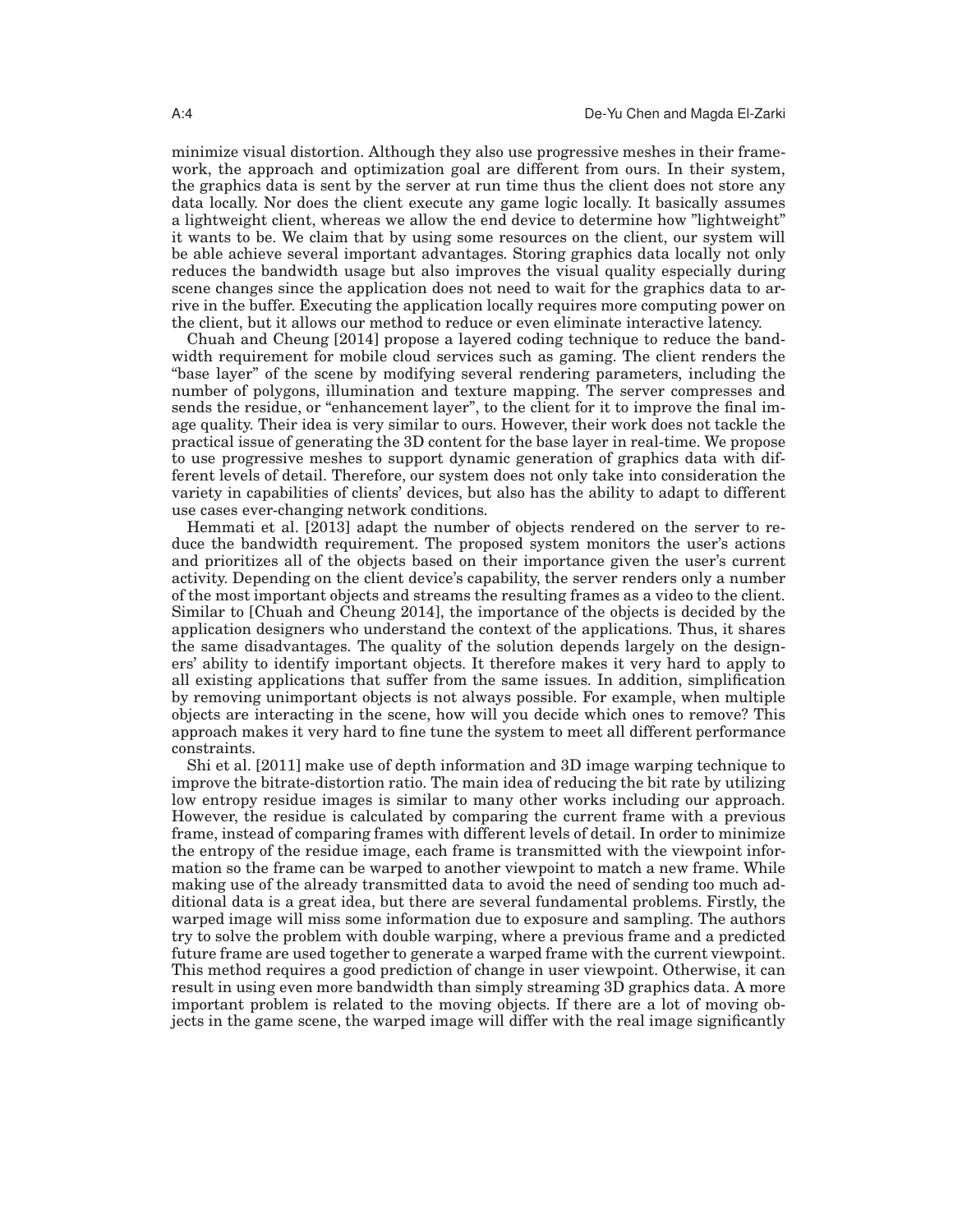minimize visual distortion. Although they also use progressive meshes in their framework, the approach and optimization goal are different from ours. In their system, the graphics data is sent by the server at run time thus the client does not store any data locally. Nor does the client execute any game logic locally. It basically assumes a lightweight client, whereas we allow the end device to determine how "lightweight" it wants to be. We claim that by using some resources on the client, our system will be able achieve several important advantages. Storing graphics data locally not only reduces the bandwidth usage but also improves the visual quality especially during scene changes since the application does not need to wait for the graphics data to arrive in the buffer. Executing the application locally requires more computing power on the client, but it allows our method to reduce or even eliminate interactive latency.

Chuah and Cheung [2014] propose a layered coding technique to reduce the bandwidth requirement for mobile cloud services such as gaming. The client renders the "base layer" of the scene by modifying several rendering parameters, including the number of polygons, illumination and texture mapping. The server compresses and sends the residue, or "enhancement layer", to the client for it to improve the final image quality. Their idea is very similar to ours. However, their work does not tackle the practical issue of generating the 3D content for the base layer in real-time. We propose to use progressive meshes to support dynamic generation of graphics data with different levels of detail. Therefore, our system does not only take into consideration the variety in capabilities of clients' devices, but also has the ability to adapt to different use cases ever-changing network conditions.

Hemmati et al. [2013] adapt the number of objects rendered on the server to reduce the bandwidth requirement. The proposed system monitors the user's actions and prioritizes all of the objects based on their importance given the user's current activity. Depending on the client device's capability, the server renders only a number of the most important objects and streams the resulting frames as a video to the client. Similar to [Chuah and Cheung 2014], the importance of the objects is decided by the application designers who understand the context of the applications. Thus, it shares the same disadvantages. The quality of the solution depends largely on the designers' ability to identify important objects. It therefore makes it very hard to apply to all existing applications that suffer from the same issues. In addition, simplification by removing unimportant objects is not always possible. For example, when multiple objects are interacting in the scene, how will you decide which ones to remove? This approach makes it very hard to fine tune the system to meet all different performance constraints.

Shi et al. [2011] make use of depth information and 3D image warping technique to improve the bitrate-distortion ratio. The main idea of reducing the bit rate by utilizing low entropy residue images is similar to many other works including our approach. However, the residue is calculated by comparing the current frame with a previous frame, instead of comparing frames with different levels of detail. In order to minimize the entropy of the residue image, each frame is transmitted with the viewpoint information so the frame can be warped to another viewpoint to match a new frame. While making use of the already transmitted data to avoid the need of sending too much additional data is a great idea, but there are several fundamental problems. Firstly, the warped image will miss some information due to exposure and sampling. The authors try to solve the problem with double warping, where a previous frame and a predicted future frame are used together to generate a warped frame with the current viewpoint. This method requires a good prediction of change in user viewpoint. Otherwise, it can result in using even more bandwidth than simply streaming 3D graphics data. A more important problem is related to the moving objects. If there are a lot of moving objects in the game scene, the warped image will differ with the real image significantly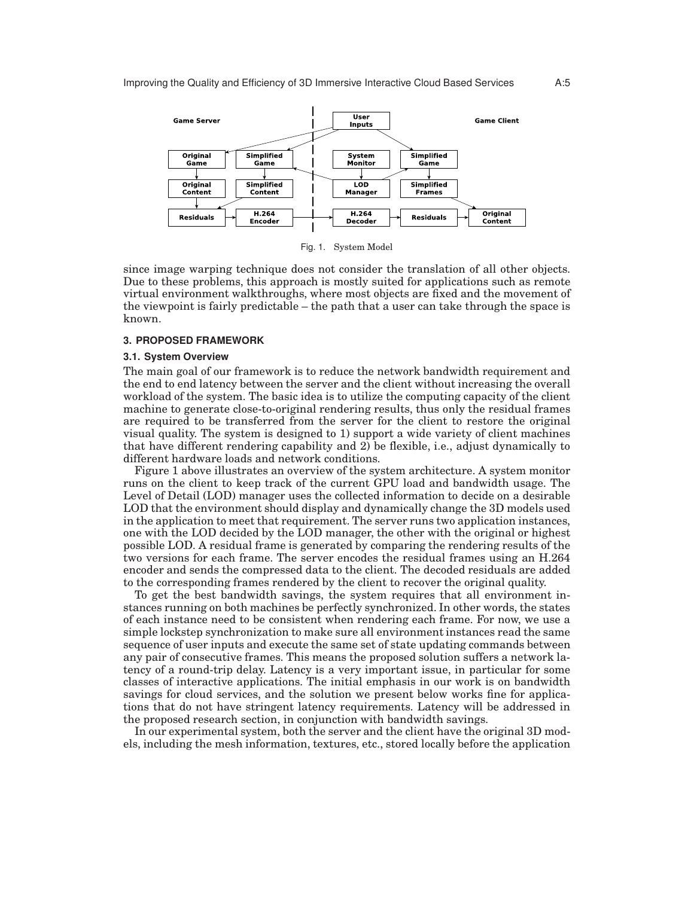Fig. 1. System Model

since image warping technique does not consider the translation of all other objects. Due to these problems, this approach is mostly suited for applications such as remote virtual environment walkthroughs, where most objects are fixed and the movement of the viewpoint is fairly predictable – the path that a user can take through the space is known.

## 3. PROPOSED FRAMEWORK

### 3.1. System Overview

The main goal of our framework is to reduce the network bandwidth requirement and the end to end latency between the server and the client without increasing the overall workload of the system. The basic idea is to utilize the computing capacity of the client machine to generate close-to-original rendering results, thus only the residual frames are required to be transferred from the server for the client to restore the original visual quality. The system is designed to 1) support a wide variety of client machines that have different rendering capability and 2) be flexible, i.e., adjust dynamically to different hardware loads and network conditions.

Figure 1 above illustrates an overview of the system architecture. A system monitor runs on the client to keep track of the current GPU load and bandwidth usage. The Level of Detail (LOD) manager uses the collected information to decide on a desirable LOD that the environment should display and dynamically change the 3D models used in the application to meet that requirement. The server runs two application instances, one with the LOD decided by the LOD manager, the other with the original or highest possible LOD. A residual frame is generated by comparing the rendering results of the two versions for each frame. The server encodes the residual frames using an H.264 encoder and sends the compressed data to the client. The decoded residuals are added to the corresponding frames rendered by the client to recover the original quality.

To get the best bandwidth savings, the system requires that all environment instances running on both machines be perfectly synchronized. In other words, the states of each instance need to be consistent when rendering each frame. For now, we use a simple lockstep synchronization to make sure all environment instances read the same sequence of user inputs and execute the same set of state updating commands between any pair of consecutive frames. This means the proposed solution suffers a network latency of a round-trip delay. Latency is a very important issue, in particular for some classes of interactive applications. The initial emphasis in our work is on bandwidth savings for cloud services, and the solution we present below works fine for applications that do not have stringent latency requirements. Latency will be addressed in the proposed research section, in conjunction with bandwidth savings.

In our experimental system, both the server and the client have the original 3D models, including the mesh information, textures, etc., stored locally before the application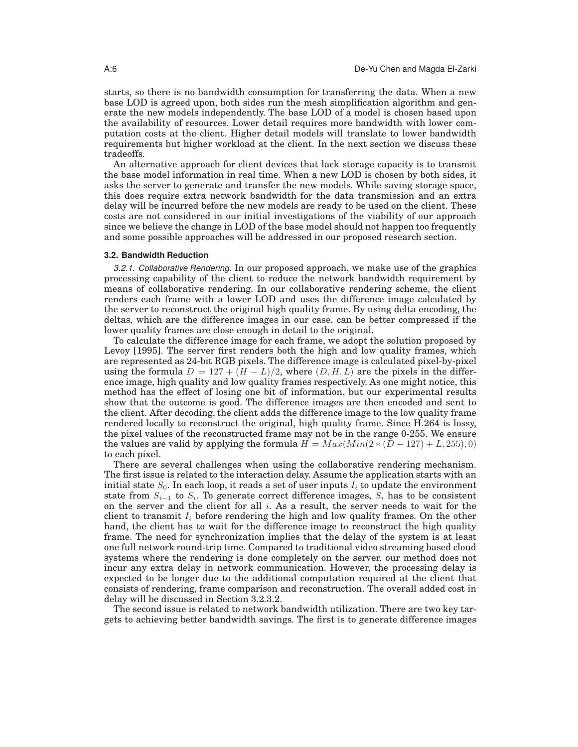starts, so there is no bandwidth consumption for transferring the data. When a new base LOD is agreed upon, both sides run the mesh simplification algorithm and generate the new models independently. The base LOD of a model is chosen based upon the availability of resources. Lower detail requires more bandwidth with lower computation costs at the client. Higher detail models will translate to lower bandwidth requirements but higher workload at the client. In the next section we discuss these tradeoffs.

An alternative approach for client devices that lack storage capacity is to transmit the base model information in real time. When a new LOD is chosen by both sides, it asks the server to generate and transfer the new models. While saving storage space, this does require extra network bandwidth for the data transmission and an extra delay will be incurred before the new models are ready to be used on the client. These costs are not considered in our initial investigations of the viability of our approach since we believe the change in LOD of the base model should not happen too frequently and some possible approaches will be addressed in our proposed research section.

### 3.2. Bandwidth Reduction

*3.2.1. Collaborative Rendering.* In our proposed approach, we make use of the graphics processing capability of the client to reduce the network bandwidth requirement by means of collaborative rendering. In our collaborative rendering scheme, the client renders each frame with a lower LOD and uses the difference image calculated by the server to reconstruct the original high quality frame. By using delta encoding, the deltas, which are the difference images in our case, can be better compressed if the lower quality frames are close enough in detail to the original.

To calculate the difference image for each frame, we adopt the solution proposed by Levoy [1995]. The server first renders both the high and low quality frames, which are represented as 24-bit RGB pixels. The difference image is calculated pixel-by-pixel using the formula $D = 127 + (H - L)/2$, where $(D, H, L)$ are the pixels in the difference image, high quality and low quality frames respectively. As one might notice, this method has the effect of losing one bit of information, but our experimental results show that the outcome is good. The difference images are then encoded and sent to the client. After decoding, the client adds the difference image to the low quality frame rendered locally to reconstruct the original, high quality frame. Since H.264 is lossy, the pixel values of the reconstructed frame may not be in the range 0-255. We ensure the values are valid by applying the formula $H = Max(Min(2 * (D - 127) + L, 255), 0)$ to each pixel.

There are several challenges when using the collaborative rendering mechanism. The first issue is related to the interaction delay. Assume the application starts with an initial state $S_0$. In each loop, it reads a set of user inputs $I_i$ to update the environment state from $S_{i-1}$ to $S_i$. To generate correct difference images, $S_i$ has to be consistent on the server and the client for all $i$. As a result, the server needs to wait for the client to transmit $I_i$ before rendering the high and low quality frames. On the other hand, the client has to wait for the difference image to reconstruct the high quality frame. The need for synchronization implies that the delay of the system is at least one full network round-trip time. Compared to traditional video streaming based cloud systems where the rendering is done completely on the server, our method does not incur any extra delay in network communication. However, the processing delay is expected to be longer due to the additional computation required at the client that consists of rendering, frame comparison and reconstruction. The overall added cost in delay will be discussed in Section 3.2.3.2.

The second issue is related to network bandwidth utilization. There are two key targets to achieving better bandwidth savings. The first is to generate difference images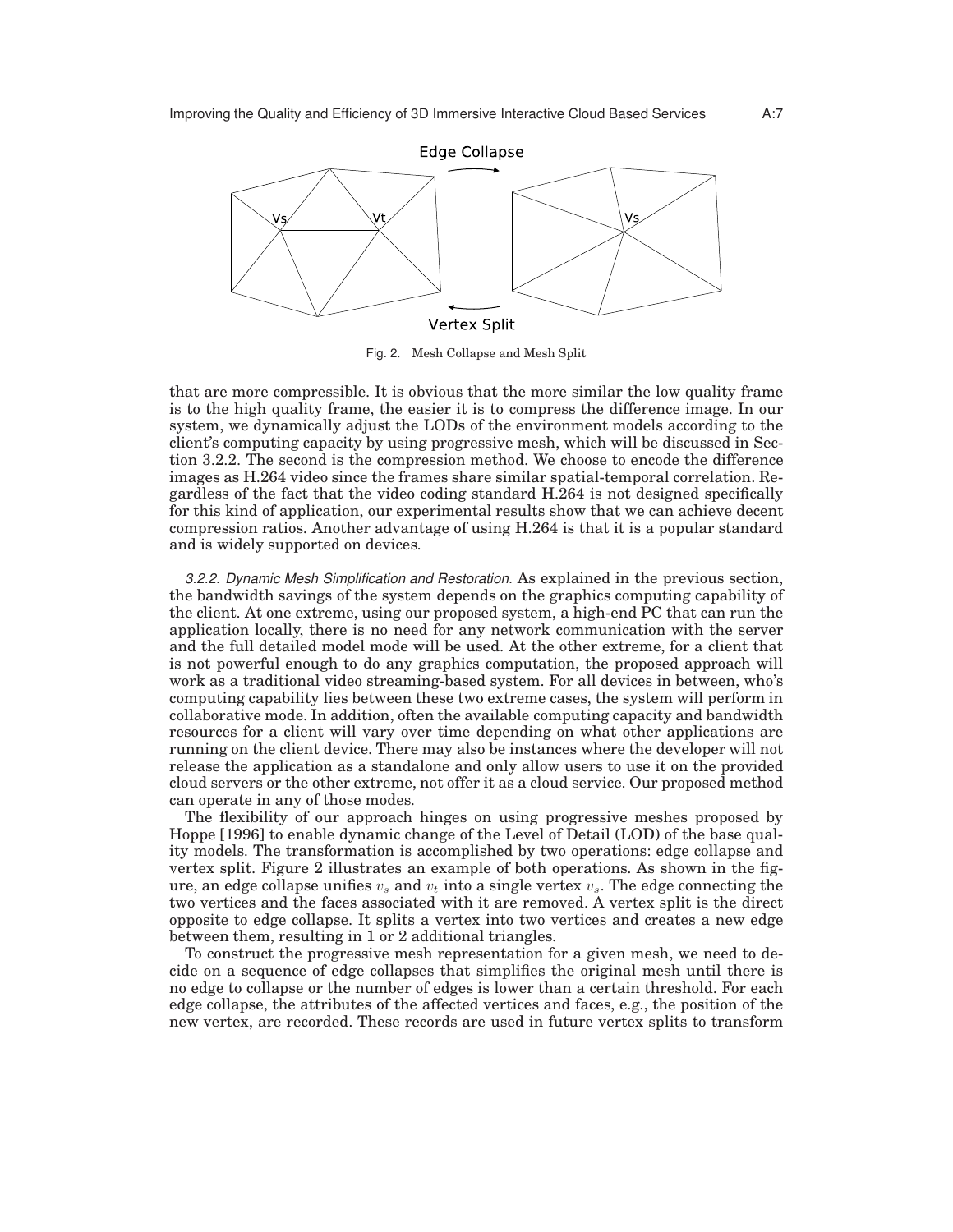Fig. 2. Mesh Collapse and Mesh Split

that are more compressible. It is obvious that the more similar the low quality frame is to the high quality frame, the easier it is to compress the difference image. In our system, we dynamically adjust the LODs of the environment models according to the client's computing capacity by using progressive mesh, which will be discussed in Section 3.2.2. The second is the compression method. We choose to encode the difference images as H.264 video since the frames share similar spatial-temporal correlation. Regardless of the fact that the video coding standard H.264 is not designed specifically for this kind of application, our experimental results show that we can achieve decent compression ratios. Another advantage of using H.264 is that it is a popular standard and is widely supported on devices.

*3.2.2. Dynamic Mesh Simplification and Restoration.* As explained in the previous section, the bandwidth savings of the system depends on the graphics computing capability of the client. At one extreme, using our proposed system, a high-end PC that can run the application locally, there is no need for any network communication with the server and the full detailed model mode will be used. At the other extreme, for a client that is not powerful enough to do any graphics computation, the proposed approach will work as a traditional video streaming-based system. For all devices in between, who's computing capability lies between these two extreme cases, the system will perform in collaborative mode. In addition, often the available computing capacity and bandwidth resources for a client will vary over time depending on what other applications are running on the client device. There may also be instances where the developer will not release the application as a standalone and only allow users to use it on the provided cloud servers or the other extreme, not offer it as a cloud service. Our proposed method can operate in any of those modes.

The flexibility of our approach hinges on using progressive meshes proposed by Hoppe [1996] to enable dynamic change of the Level of Detail (LOD) of the base quality models. The transformation is accomplished by two operations: edge collapse and vertex split. Figure 2 illustrates an example of both operations. As shown in the figure, an edge collapse unifies $v_s$ and $v_t$ into a single vertex $v_s$. The edge connecting the two vertices and the faces associated with it are removed. A vertex split is the direct opposite to edge collapse. It splits a vertex into two vertices and creates a new edge between them, resulting in 1 or 2 additional triangles.

To construct the progressive mesh representation for a given mesh, we need to decide on a sequence of edge collapses that simplifies the original mesh until there is no edge to collapse or the number of edges is lower than a certain threshold. For each edge collapse, the attributes of the affected vertices and faces, e.g., the position of the new vertex, are recorded. These records are used in future vertex splits to transform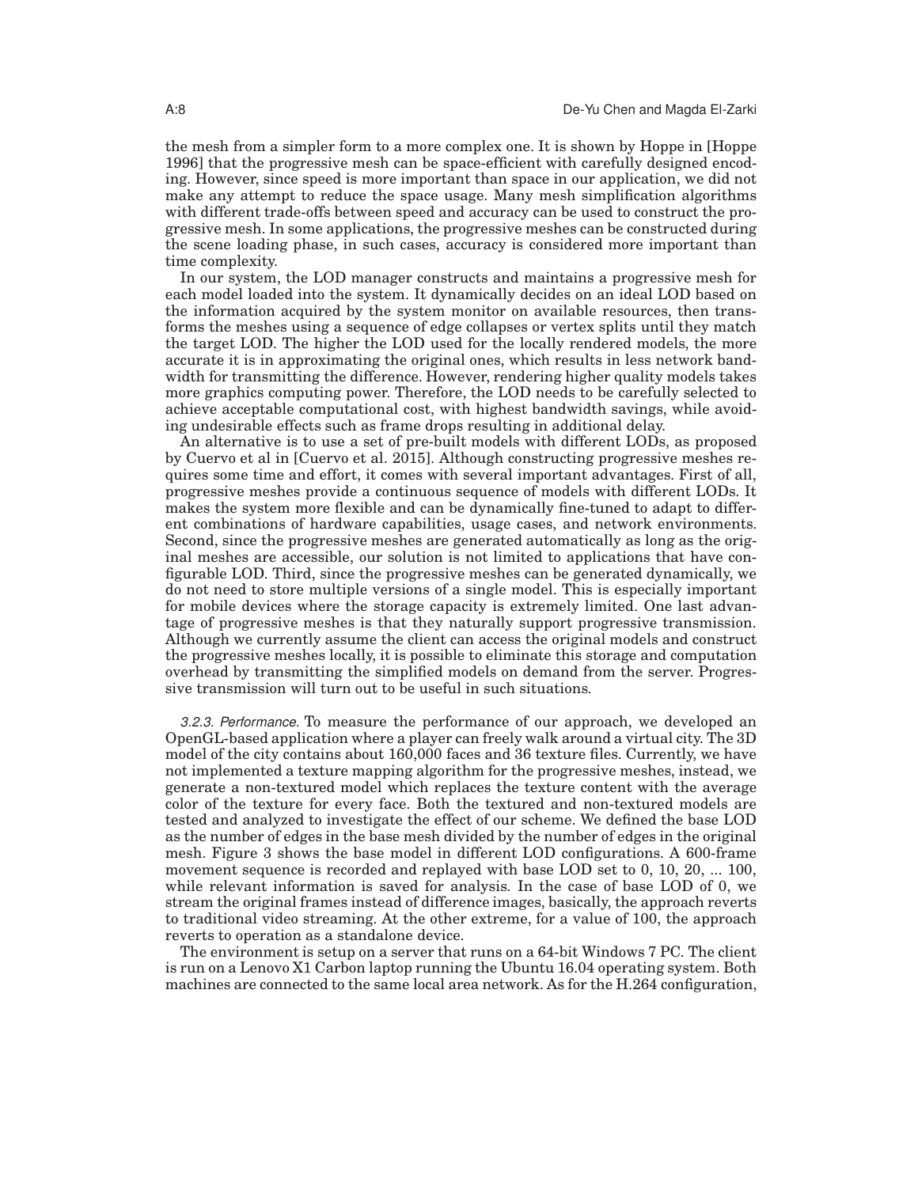the mesh from a simpler form to a more complex one. It is shown by Hoppe in [Hoppe 1996] that the progressive mesh can be space-efficient with carefully designed encoding. However, since speed is more important than space in our application, we did not make any attempt to reduce the space usage. Many mesh simplification algorithms with different trade-offs between speed and accuracy can be used to construct the progressive mesh. In some applications, the progressive meshes can be constructed during the scene loading phase, in such cases, accuracy is considered more important than time complexity.

In our system, the LOD manager constructs and maintains a progressive mesh for each model loaded into the system. It dynamically decides on an ideal LOD based on the information acquired by the system monitor on available resources, then transforms the meshes using a sequence of edge collapses or vertex splits until they match the target LOD. The higher the LOD used for the locally rendered models, the more accurate it is in approximating the original ones, which results in less network bandwidth for transmitting the difference. However, rendering higher quality models takes more graphics computing power. Therefore, the LOD needs to be carefully selected to achieve acceptable computational cost, with highest bandwidth savings, while avoiding undesirable effects such as frame drops resulting in additional delay.

An alternative is to use a set of pre-built models with different LODs, as proposed by Cuervo et al in [Cuervo et al. 2015]. Although constructing progressive meshes requires some time and effort, it comes with several important advantages. First of all, progressive meshes provide a continuous sequence of models with different LODs. It makes the system more flexible and can be dynamically fine-tuned to adapt to different combinations of hardware capabilities, usage cases, and network environments. Second, since the progressive meshes are generated automatically as long as the original meshes are accessible, our solution is not limited to applications that have configurable LOD. Third, since the progressive meshes can be generated dynamically, we do not need to store multiple versions of a single model. This is especially important for mobile devices where the storage capacity is extremely limited. One last advantage of progressive meshes is that they naturally support progressive transmission. Although we currently assume the client can access the original models and construct the progressive meshes locally, it is possible to eliminate this storage and computation overhead by transmitting the simplified models on demand from the server. Progressive transmission will turn out to be useful in such situations.

*3.2.3. Performance.* To measure the performance of our approach, we developed an OpenGL-based application where a player can freely walk around a virtual city. The 3D model of the city contains about 160,000 faces and 36 texture files. Currently, we have not implemented a texture mapping algorithm for the progressive meshes, instead, we generate a non-textured model which replaces the texture content with the average color of the texture for every face. Both the textured and non-textured models are tested and analyzed to investigate the effect of our scheme. We defined the base LOD as the number of edges in the base mesh divided by the number of edges in the original mesh. Figure 3 shows the base model in different LOD configurations. A 600-frame movement sequence is recorded and replayed with base LOD set to 0, 10, 20, ... 100, while relevant information is saved for analysis. In the case of base LOD of 0, we stream the original frames instead of difference images, basically, the approach reverts to traditional video streaming. At the other extreme, for a value of 100, the approach reverts to operation as a standalone device.

The environment is setup on a server that runs on a 64-bit Windows 7 PC. The client is run on a Lenovo X1 Carbon laptop running the Ubuntu 16.04 operating system. Both machines are connected to the same local area network. As for the H.264 configuration,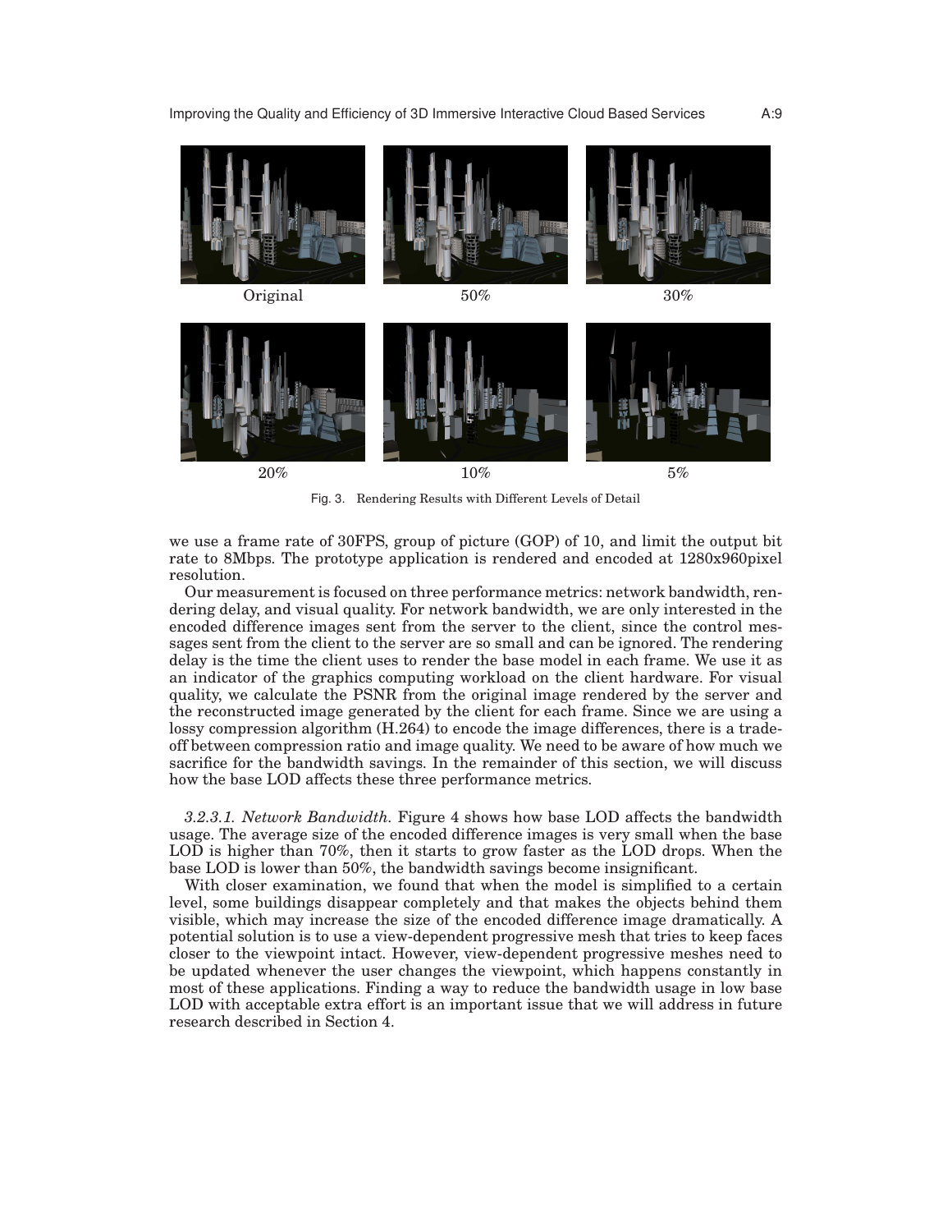Original | 50% | 30%

20% | 10% | 5%

Fig. 3. Rendering Results with Different Levels of Detail

we use a frame rate of 30FPS, group of picture (GOP) of 10, and limit the output bit rate to 8Mbps. The prototype application is rendered and encoded at 1280x960pixel resolution.

Our measurement is focused on three performance metrics: network bandwidth, rendering delay, and visual quality. For network bandwidth, we are only interested in the encoded difference images sent from the server to the client, since the control messages sent from the client to the server are so small and can be ignored. The rendering delay is the time the client uses to render the base model in each frame. We use it as an indicator of the graphics computing workload on the client hardware. For visual quality, we calculate the PSNR from the original image rendered by the server and the reconstructed image generated by the client for each frame. Since we are using a lossy compression algorithm (H.264) to encode the image differences, there is a trade-off between compression ratio and image quality. We need to be aware of how much we sacrifice for the bandwidth savings. In the remainder of this section, we will discuss how the base LOD affects these three performance metrics.

*3.2.3.1. Network Bandwidth.* Figure 4 shows how base LOD affects the bandwidth usage. The average size of the encoded difference images is very small when the base LOD is higher than 70%, then it starts to grow faster as the LOD drops. When the base LOD is lower than 50%, the bandwidth savings become insignificant.

With closer examination, we found that when the model is simplified to a certain level, some buildings disappear completely and that makes the objects behind them visible, which may increase the size of the encoded difference image dramatically. A potential solution is to use a view-dependent progressive mesh that tries to keep faces closer to the viewpoint intact. However, view-dependent progressive meshes need to be updated whenever the user changes the viewpoint, which happens constantly in most of these applications. Finding a way to reduce the bandwidth usage in low base LOD with acceptable extra effort is an important issue that we will address in future research described in Section 4.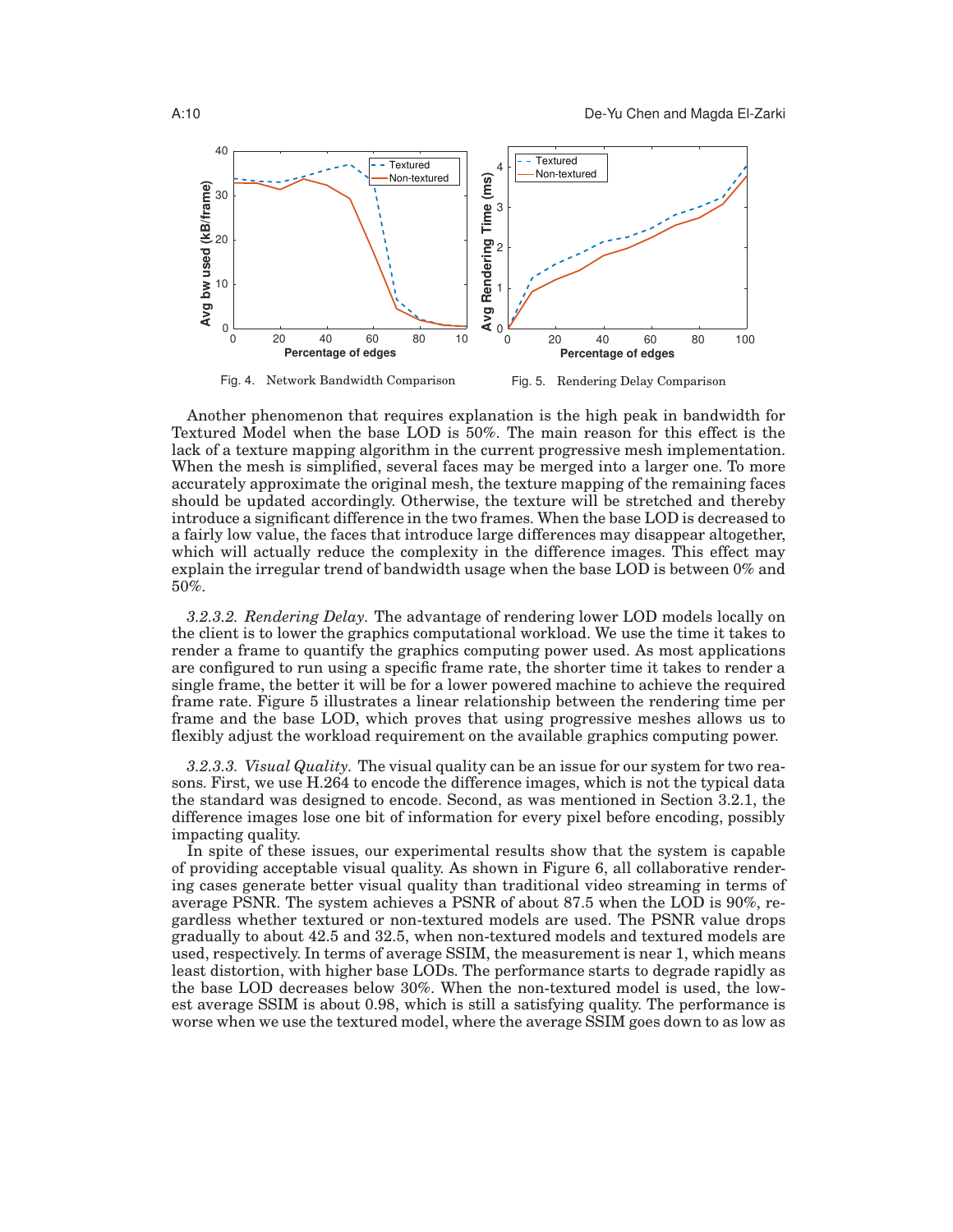Fig. 4. Network Bandwidth Comparison

Fig. 5. Rendering Delay Comparison

Another phenomenon that requires explanation is the high peak in bandwidth for Textured Model when the base LOD is 50%. The main reason for this effect is the lack of a texture mapping algorithm in the current progressive mesh implementation. When the mesh is simplified, several faces may be merged into a larger one. To more accurately approximate the original mesh, the texture mapping of the remaining faces should be updated accordingly. Otherwise, the texture will be stretched and thereby introduce a significant difference in the two frames. When the base LOD is decreased to a fairly low value, the faces that introduce large differences may disappear altogether, which will actually reduce the complexity in the difference images. This effect may explain the irregular trend of bandwidth usage when the base LOD is between 0% and 50%.

*3.2.3.2. Rendering Delay.* The advantage of rendering lower LOD models locally on the client is to lower the graphics computational workload. We use the time it takes to render a frame to quantify the graphics computing power used. As most applications are configured to run using a specific frame rate, the shorter time it takes to render a single frame, the better it will be for a lower powered machine to achieve the required frame rate. Figure 5 illustrates a linear relationship between the rendering time per frame and the base LOD, which proves that using progressive meshes allows us to flexibly adjust the workload requirement on the available graphics computing power.

*3.2.3.3. Visual Quality.* The visual quality can be an issue for our system for two reasons. First, we use H.264 to encode the difference images, which is not the typical data the standard was designed to encode. Second, as was mentioned in Section 3.2.1, the difference images lose one bit of information for every pixel before encoding, possibly impacting quality.

In spite of these issues, our experimental results show that the system is capable of providing acceptable visual quality. As shown in Figure 6, all collaborative rendering cases generate better visual quality than traditional video streaming in terms of average PSNR. The system achieves a PSNR of about 87.5 when the LOD is 90%, regardless whether textured or non-textured models are used. The PSNR value drops gradually to about 42.5 and 32.5, when non-textured models and textured models are used, respectively. In terms of average SSIM, the measurement is near 1, which means least distortion, with higher base LODs. The performance starts to degrade rapidly as the base LOD decreases below 30%. When the non-textured model is used, the lowest average SSIM is about 0.98, which is still a satisfying quality. The performance is worse when we use the textured model, where the average SSIM goes down to as low as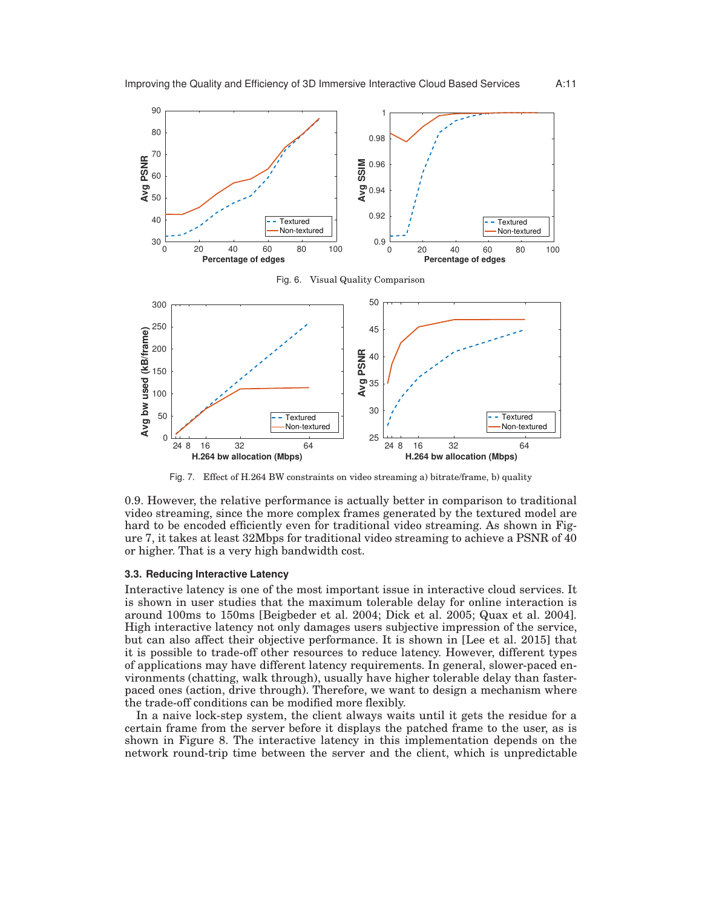Fig. 6. Visual Quality Comparison

Fig. 7. Effect of H.264 BW constraints on video streaming a) bitrate/frame, b) quality

0.9. However, the relative performance is actually better in comparison to traditional video streaming, since the more complex frames generated by the textured model are hard to be encoded efficiently even for traditional video streaming. As shown in Figure 7, it takes at least 32Mbps for traditional video streaming to achieve a PSNR of 40 or higher. That is a very high bandwidth cost.

### 3.3. Reducing Interactive Latency

Interactive latency is one of the most important issue in interactive cloud services. It is shown in user studies that the maximum tolerable delay for online interaction is around 100ms to 150ms [Beigbeder et al. 2004; Dick et al. 2005; Quax et al. 2004]. High interactive latency not only damages users subjective impression of the service, but can also affect their objective performance. It is shown in [Lee et al. 2015] that it is possible to trade-off other resources to reduce latency. However, different types of applications may have different latency requirements. In general, slower-paced environments (chatting, walk through), usually have higher tolerable delay than faster-paced ones (action, drive through). Therefore, we want to design a mechanism where the trade-off conditions can be modified more flexibly.

In a naive lock-step system, the client always waits until it gets the residue for a certain frame from the server before it displays the patched frame to the user, as is shown in Figure 8. The interactive latency in this implementation depends on the network round-trip time between the server and the client, which is unpredictable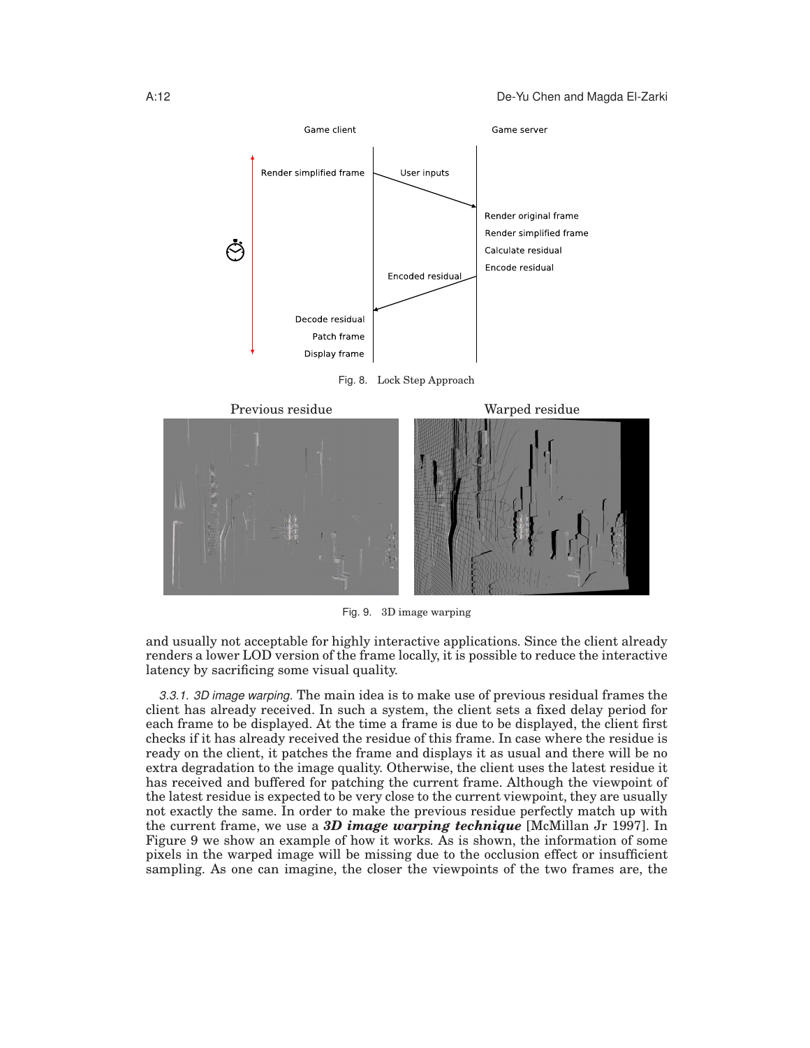Fig. 8. Lock Step Approach

Fig. 9. 3D image warping

and usually not acceptable for highly interactive applications. Since the client already renders a lower LOD version of the frame locally, it is possible to reduce the interactive latency by sacrificing some visual quality.

*3.3.1. 3D image warping.* The main idea is to make use of previous residual frames the client has already received. In such a system, the client sets a fixed delay period for each frame to be displayed. At the time a frame is due to be displayed, the client first checks if it has already received the residue of this frame. In case where the residue is ready on the client, it patches the frame and displays it as usual and there will be no extra degradation to the image quality. Otherwise, the client uses the latest residue it has received and buffered for patching the current frame. Although the viewpoint of the latest residue is expected to be very close to the current viewpoint, they are usually not exactly the same. In order to make the previous residue perfectly match up with the current frame, we use a ***3D image warping technique*** [McMillan Jr 1997]. In Figure 9 we show an example of how it works. As is shown, the information of some pixels in the warped image will be missing due to the occlusion effect or insufficient sampling. As one can imagine, the closer the viewpoints of the two frames are, the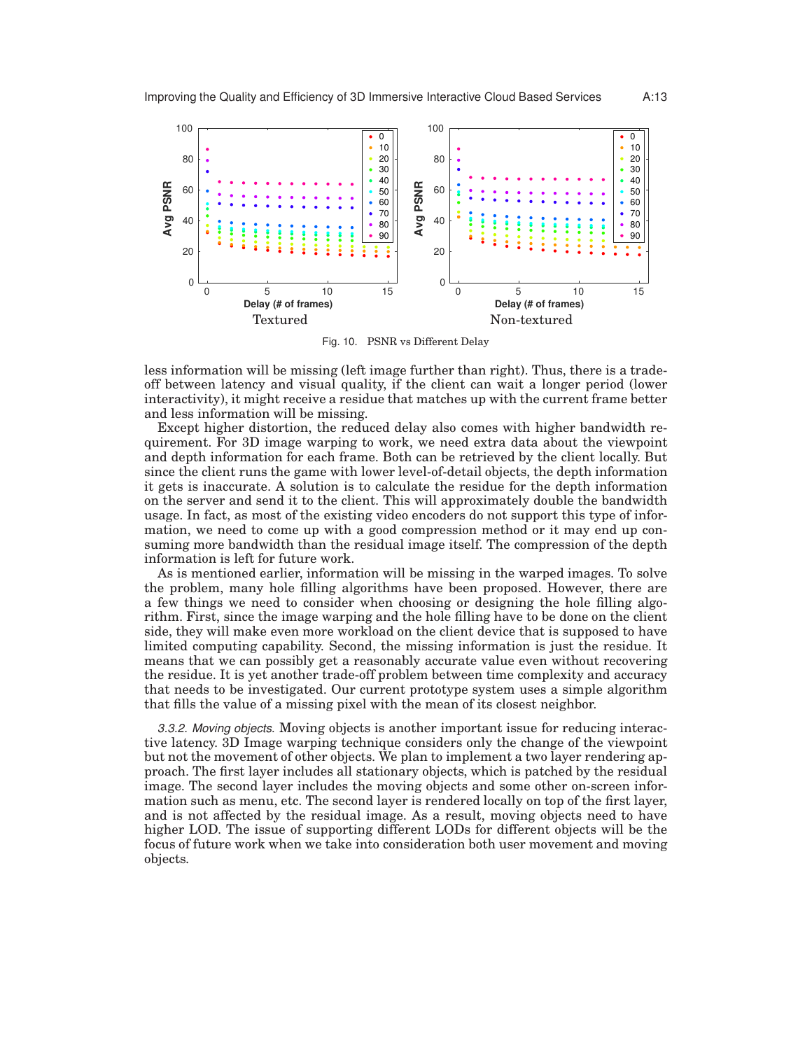Fig. 10. PSNR vs Different Delay

less information will be missing (left image further than right). Thus, there is a trade-off between latency and visual quality, if the client can wait a longer period (lower interactivity), it might receive a residue that matches up with the current frame better and less information will be missing.

Except higher distortion, the reduced delay also comes with higher bandwidth requirement. For 3D image warping to work, we need extra data about the viewpoint and depth information for each frame. Both can be retrieved by the client locally. But since the client runs the game with lower level-of-detail objects, the depth information it gets is inaccurate. A solution is to calculate the residue for the depth information on the server and send it to the client. This will approximately double the bandwidth usage. In fact, as most of the existing video encoders do not support this type of information, we need to come up with a good compression method or it may end up consuming more bandwidth than the residual image itself. The compression of the depth information is left for future work.

As is mentioned earlier, information will be missing in the warped images. To solve the problem, many hole filling algorithms have been proposed. However, there are a few things we need to consider when choosing or designing the hole filling algorithm. First, since the image warping and the hole filling have to be done on the client side, they will make even more workload on the client device that is supposed to have limited computing capability. Second, the missing information is just the residue. It means that we can possibly get a reasonably accurate value even without recovering the residue. It is yet another trade-off problem between time complexity and accuracy that needs to be investigated. Our current prototype system uses a simple algorithm that fills the value of a missing pixel with the mean of its closest neighbor.

*3.3.2. Moving objects.* Moving objects is another important issue for reducing interactive latency. 3D Image warping technique considers only the change of the viewpoint but not the movement of other objects. We plan to implement a two layer rendering approach. The first layer includes all stationary objects, which is patched by the residual image. The second layer includes the moving objects and some other on-screen information such as menu, etc. The second layer is rendered locally on top of the first layer, and is not affected by the residual image. As a result, moving objects need to have higher LOD. The issue of supporting different LODs for different objects will be the focus of future work when we take into consideration both user movement and moving objects.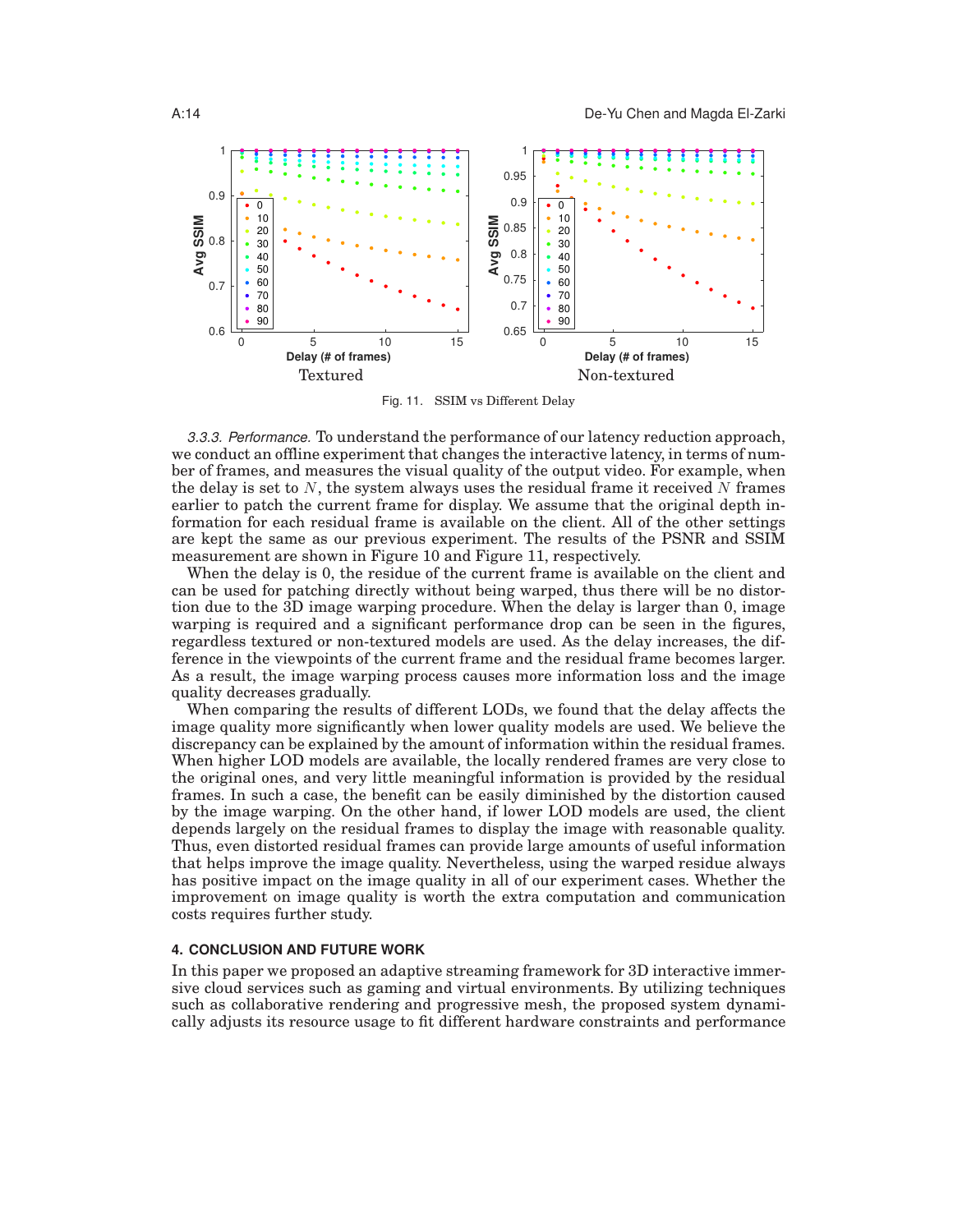Fig. 11. SSIM vs Different Delay

*3.3.3. Performance.* To understand the performance of our latency reduction approach, we conduct an offline experiment that changes the interactive latency, in terms of number of frames, and measures the visual quality of the output video. For example, when the delay is set to $N$, the system always uses the residual frame it received $N$ frames earlier to patch the current frame for display. We assume that the original depth information for each residual frame is available on the client. All of the other settings are kept the same as our previous experiment. The results of the PSNR and SSIM measurement are shown in Figure 10 and Figure 11, respectively.

When the delay is 0, the residue of the current frame is available on the client and can be used for patching directly without being warped, thus there will be no distortion due to the 3D image warping procedure. When the delay is larger than 0, image warping is required and a significant performance drop can be seen in the figures, regardless textured or non-textured models are used. As the delay increases, the difference in the viewpoints of the current frame and the residual frame becomes larger. As a result, the image warping process causes more information loss and the image quality decreases gradually.

When comparing the results of different LODs, we found that the delay affects the image quality more significantly when lower quality models are used. We believe the discrepancy can be explained by the amount of information within the residual frames. When higher LOD models are available, the locally rendered frames are very close to the original ones, and very little meaningful information is provided by the residual frames. In such a case, the benefit can be easily diminished by the distortion caused by the image warping. On the other hand, if lower LOD models are used, the client depends largely on the residual frames to display the image with reasonable quality. Thus, even distorted residual frames can provide large amounts of useful information that helps improve the image quality. Nevertheless, using the warped residue always has positive impact on the image quality in all of our experiment cases. Whether the improvement on image quality is worth the extra computation and communication costs requires further study.

## 4. CONCLUSION AND FUTURE WORK

In this paper we proposed an adaptive streaming framework for 3D interactive immersive cloud services such as gaming and virtual environments. By utilizing techniques such as collaborative rendering and progressive mesh, the proposed system dynamically adjusts its resource usage to fit different hardware constraints and performance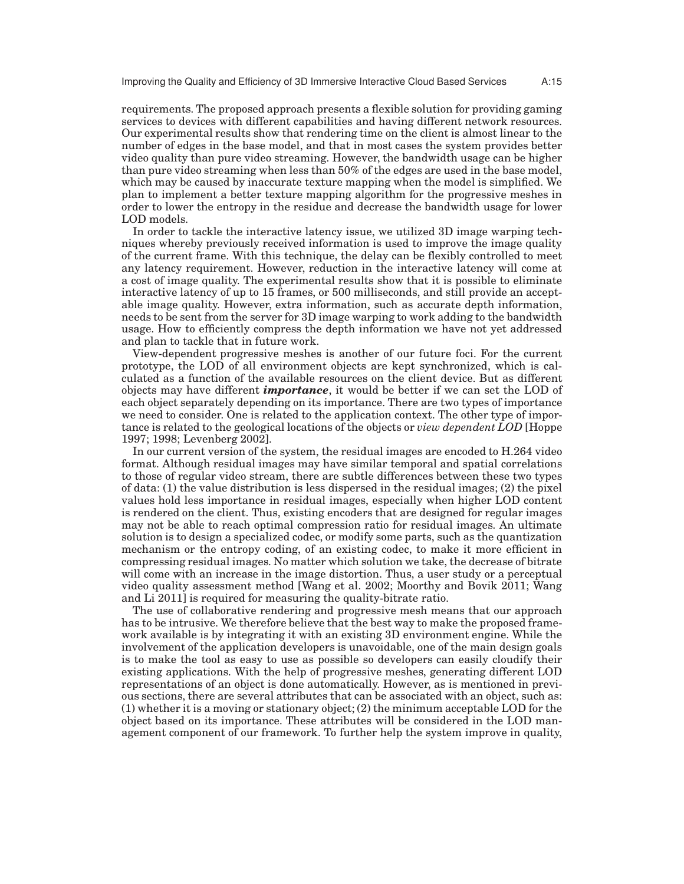requirements. The proposed approach presents a flexible solution for providing gaming services to devices with different capabilities and having different network resources. Our experimental results show that rendering time on the client is almost linear to the number of edges in the base model, and that in most cases the system provides better video quality than pure video streaming. However, the bandwidth usage can be higher than pure video streaming when less than 50% of the edges are used in the base model, which may be caused by inaccurate texture mapping when the model is simplified. We plan to implement a better texture mapping algorithm for the progressive meshes in order to lower the entropy in the residue and decrease the bandwidth usage for lower LOD models.

In order to tackle the interactive latency issue, we utilized 3D image warping techniques whereby previously received information is used to improve the image quality of the current frame. With this technique, the delay can be flexibly controlled to meet any latency requirement. However, reduction in the interactive latency will come at a cost of image quality. The experimental results show that it is possible to eliminate interactive latency of up to 15 frames, or 500 milliseconds, and still provide an acceptable image quality. However, extra information, such as accurate depth information, needs to be sent from the server for 3D image warping to work adding to the bandwidth usage. How to efficiently compress the depth information we have not yet addressed and plan to tackle that in future work.

View-dependent progressive meshes is another of our future foci. For the current prototype, the LOD of all environment objects are kept synchronized, which is calculated as a function of the available resources on the client device. But as different objects may have different ***importance***, it would be better if we can set the LOD of each object separately depending on its importance. There are two types of importance we need to consider. One is related to the application context. The other type of importance is related to the geological locations of the objects or *view dependent LOD* [Hoppe 1997; 1998; Levenberg 2002].

In our current version of the system, the residual images are encoded to H.264 video format. Although residual images may have similar temporal and spatial correlations to those of regular video stream, there are subtle differences between these two types of data: (1) the value distribution is less dispersed in the residual images; (2) the pixel values hold less importance in residual images, especially when higher LOD content is rendered on the client. Thus, existing encoders that are designed for regular images may not be able to reach optimal compression ratio for residual images. An ultimate solution is to design a specialized codec, or modify some parts, such as the quantization mechanism or the entropy coding, of an existing codec, to make it more efficient in compressing residual images. No matter which solution we take, the decrease of bitrate will come with an increase in the image distortion. Thus, a user study or a perceptual video quality assessment method [Wang et al. 2002; Moorthy and Bovik 2011; Wang and Li 2011] is required for measuring the quality-bitrate ratio.

The use of collaborative rendering and progressive mesh means that our approach has to be intrusive. We therefore believe that the best way to make the proposed framework available is by integrating it with an existing 3D environment engine. While the involvement of the application developers is unavoidable, one of the main design goals is to make the tool as easy to use as possible so developers can easily cloudify their existing applications. With the help of progressive meshes, generating different LOD representations of an object is done automatically. However, as is mentioned in previous sections, there are several attributes that can be associated with an object, such as: (1) whether it is a moving or stationary object; (2) the minimum acceptable LOD for the object based on its importance. These attributes will be considered in the LOD management component of our framework. To further help the system improve in quality,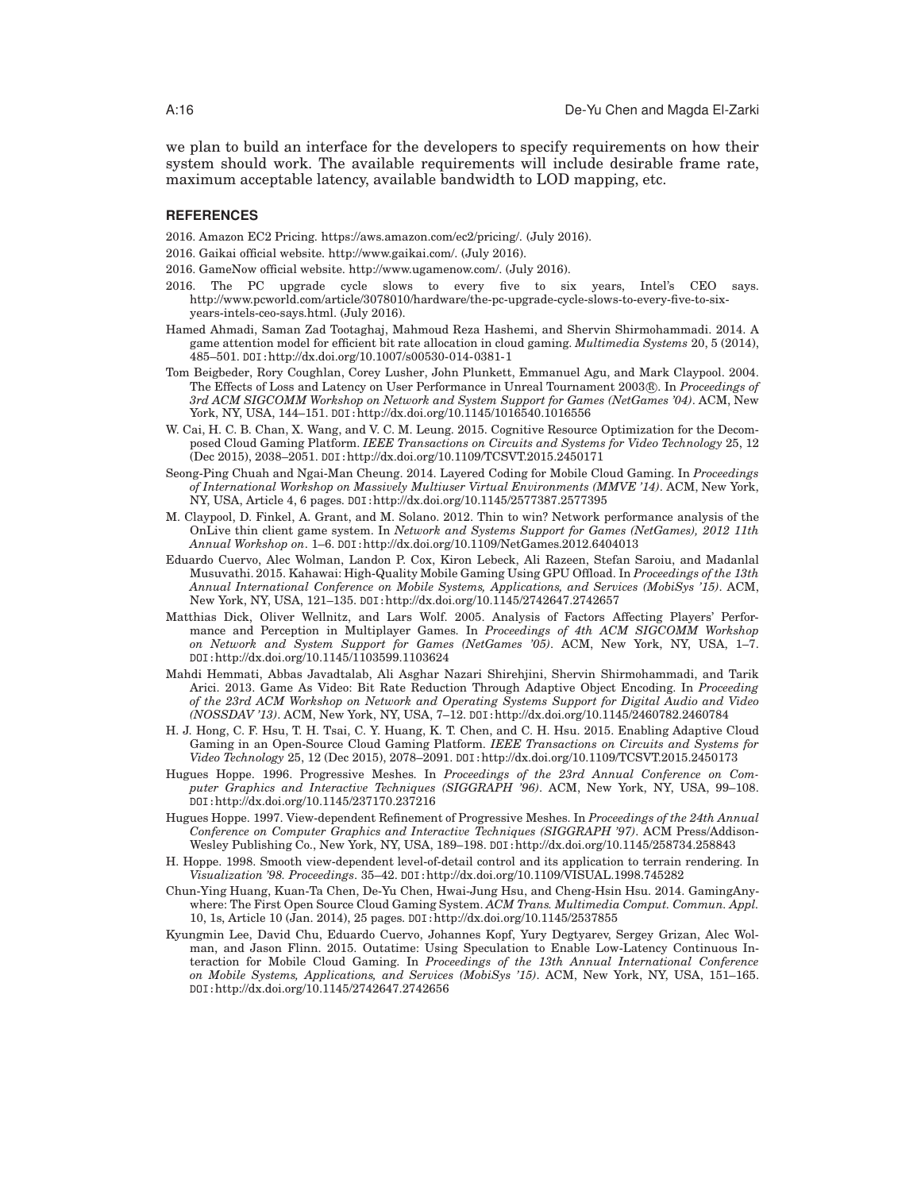we plan to build an interface for the developers to specify requirements on how their system should work. The available requirements will include desirable frame rate, maximum acceptable latency, available bandwidth to LOD mapping, etc.

## REFERENCES

2016. Amazon EC2 Pricing. https://aws.amazon.com/ec2/pricing/. (July 2016).

2016. Gaikai official website. http://www.gaikai.com/. (July 2016).

2016. GameNow official website. http://www.ugamenow.com/. (July 2016).

2016. The PC upgrade cycle slows to every five to six years, Intel's CEO says. http://www.pcworld.com/article/3078010/hardware/the-pc-upgrade-cycle-slows-to-every-five-to-six-years-intels-ceo-says.html. (July 2016).

Hamed Ahmadi, Saman Zad Tootaghaj, Mahmoud Reza Hashemi, and Shervin Shirmohammadi. 2014. A game attention model for efficient bit rate allocation in cloud gaming. *Multimedia Systems* 20, 5 (2014), 485–501. DOI:http://dx.doi.org/10.1007/s00530-014-0381-1

Tom Beigbeder, Rory Coughlan, Corey Lusher, John Plunkett, Emmanuel Agu, and Mark Claypool. 2004. The Effects of Loss and Latency on User Performance in Unreal Tournament 2003®. In *Proceedings of 3rd ACM SIGCOMM Workshop on Network and System Support for Games (NetGames '04)*. ACM, New York, NY, USA, 144–151. DOI:http://dx.doi.org/10.1145/1016540.1016556

W. Cai, H. C. B. Chan, X. Wang, and V. C. M. Leung. 2015. Cognitive Resource Optimization for the Decomposed Cloud Gaming Platform. *IEEE Transactions on Circuits and Systems for Video Technology* 25, 12 (Dec 2015), 2038–2051. DOI:http://dx.doi.org/10.1109/TCSVT.2015.2450171

Seong-Ping Chuah and Ngai-Man Cheung. 2014. Layered Coding for Mobile Cloud Gaming. In *Proceedings of International Workshop on Massively Multiuser Virtual Environments (MMVE '14)*. ACM, New York, NY, USA, Article 4, 6 pages. DOI:http://dx.doi.org/10.1145/2577387.2577395

M. Claypool, D. Finkel, A. Grant, and M. Solano. 2012. Thin to win? Network performance analysis of the OnLive thin client game system. In *Network and Systems Support for Games (NetGames), 2012 11th Annual Workshop on*. 1–6. DOI:http://dx.doi.org/10.1109/NetGames.2012.6404013

Eduardo Cuervo, Alec Wolman, Landon P. Cox, Kiron Lebeck, Ali Razeen, Stefan Saroiu, and Madanlal Musuvathi. 2015. Kahawai: High-Quality Mobile Gaming Using GPU Offload. In *Proceedings of the 13th Annual International Conference on Mobile Systems, Applications, and Services (MobiSys '15)*. ACM, New York, NY, USA, 121–135. DOI:http://dx.doi.org/10.1145/2742647.2742657

Matthias Dick, Oliver Wellnitz, and Lars Wolf. 2005. Analysis of Factors Affecting Players' Performance and Perception in Multiplayer Games. In *Proceedings of 4th ACM SIGCOMM Workshop on Network and System Support for Games (NetGames '05)*. ACM, New York, NY, USA, 1–7. DOI:http://dx.doi.org/10.1145/1103599.1103624

Mahdi Hemmati, Abbas Javadtalab, Ali Asghar Nazari Shirehjini, Shervin Shirmohammadi, and Tarik Arici. 2013. Game As Video: Bit Rate Reduction Through Adaptive Object Encoding. In *Proceeding of the 23rd ACM Workshop on Network and Operating Systems Support for Digital Audio and Video (NOSSDAV '13)*. ACM, New York, NY, USA, 7–12. DOI:http://dx.doi.org/10.1145/2460782.2460784

H. J. Hong, C. F. Hsu, T. H. Tsai, C. Y. Huang, K. T. Chen, and C. H. Hsu. 2015. Enabling Adaptive Cloud Gaming in an Open-Source Cloud Gaming Platform. *IEEE Transactions on Circuits and Systems for Video Technology* 25, 12 (Dec 2015), 2078–2091. DOI:http://dx.doi.org/10.1109/TCSVT.2015.2450173

Hugues Hoppe. 1996. Progressive Meshes. In *Proceedings of the 23rd Annual Conference on Computer Graphics and Interactive Techniques (SIGGRAPH '96)*. ACM, New York, NY, USA, 99–108. DOI:http://dx.doi.org/10.1145/237170.237216

Hugues Hoppe. 1997. View-dependent Refinement of Progressive Meshes. In *Proceedings of the 24th Annual Conference on Computer Graphics and Interactive Techniques (SIGGRAPH '97)*. ACM Press/Addison-Wesley Publishing Co., New York, NY, USA, 189–198. DOI:http://dx.doi.org/10.1145/258734.258843

H. Hoppe. 1998. Smooth view-dependent level-of-detail control and its application to terrain rendering. In *Visualization '98. Proceedings*. 35–42. DOI:http://dx.doi.org/10.1109/VISUAL.1998.745282

Chun-Ying Huang, Kuan-Ta Chen, De-Yu Chen, Hwai-Jung Hsu, and Cheng-Hsin Hsu. 2014. GamingAnywhere: The First Open Source Cloud Gaming System. *ACM Trans. Multimedia Comput. Commun. Appl.* 10, 1s, Article 10 (Jan. 2014), 25 pages. DOI:http://dx.doi.org/10.1145/2537855

Kyungmin Lee, David Chu, Eduardo Cuervo, Johannes Kopf, Yury Degtyarev, Sergey Grizan, Alec Wolman, and Jason Flinn. 2015. Outatime: Using Speculation to Enable Low-Latency Continuous Interaction for Mobile Cloud Gaming. In *Proceedings of the 13th Annual International Conference on Mobile Systems, Applications, and Services (MobiSys '15)*. ACM, New York, NY, USA, 151–165. DOI:http://dx.doi.org/10.1145/2742647.2742656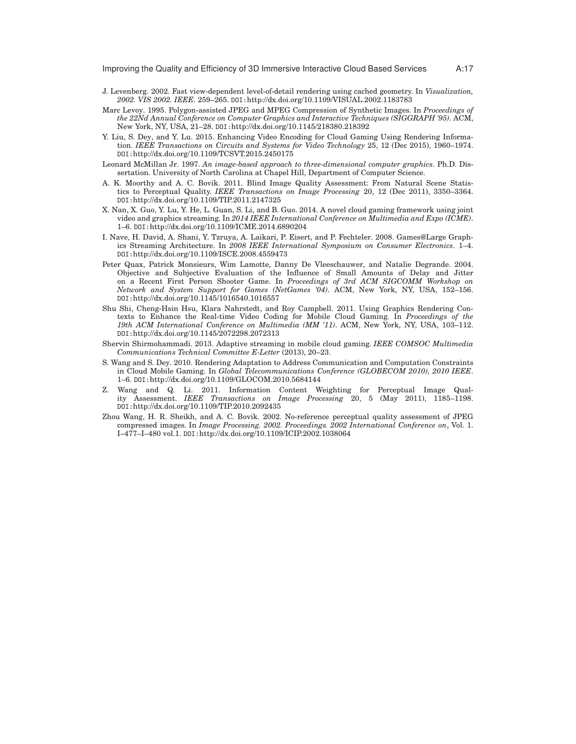J. Levenberg. 2002. Fast view-dependent level-of-detail rendering using cached geometry. In *Visualization, 2002. VIS 2002. IEEE*. 259–265. DOI:http://dx.doi.org/10.1109/VISUAL.2002.1183783

Marc Levoy. 1995. Polygon-assisted JPEG and MPEG Compression of Synthetic Images. In *Proceedings of the 22Nd Annual Conference on Computer Graphics and Interactive Techniques (SIGGRAPH '95)*. ACM, New York, NY, USA, 21–28. DOI:http://dx.doi.org/10.1145/218380.218392

Y. Liu, S. Dey, and Y. Lu. 2015. Enhancing Video Encoding for Cloud Gaming Using Rendering Information. *IEEE Transactions on Circuits and Systems for Video Technology* 25, 12 (Dec 2015), 1960–1974. DOI:http://dx.doi.org/10.1109/TCSVT.2015.2450175

Leonard McMillan Jr. 1997. *An image-based approach to three-dimensional computer graphics*. Ph.D. Dissertation. University of North Carolina at Chapel Hill, Department of Computer Science.

A. K. Moorthy and A. C. Bovik. 2011. Blind Image Quality Assessment: From Natural Scene Statistics to Perceptual Quality. *IEEE Transactions on Image Processing* 20, 12 (Dec 2011), 3350–3364. DOI:http://dx.doi.org/10.1109/TIP.2011.2147325

X. Nan, X. Guo, Y. Lu, Y. He, L. Guan, S. Li, and B. Guo. 2014. A novel cloud gaming framework using joint video and graphics streaming. In *2014 IEEE International Conference on Multimedia and Expo (ICME)*. 1–6. DOI:http://dx.doi.org/10.1109/ICME.2014.6890204

I. Nave, H. David, A. Shani, Y. Tzruya, A. Laikari, P. Eisert, and P. Fechteler. 2008. Games@Large Graphics Streaming Architecture. In *2008 IEEE International Symposium on Consumer Electronics*. 1–4. DOI:http://dx.doi.org/10.1109/ISCE.2008.4559473

Peter Quax, Patrick Monsieurs, Wim Lamotte, Danny De Vleeschauwer, and Natalie Degrande. 2004. Objective and Subjective Evaluation of the Influence of Small Amounts of Delay and Jitter on a Recent First Person Shooter Game. In *Proceedings of 3rd ACM SIGCOMM Workshop on Network and System Support for Games (NetGames '04)*. ACM, New York, NY, USA, 152–156. DOI:http://dx.doi.org/10.1145/1016540.1016557

Shu Shi, Cheng-Hsin Hsu, Klara Nahrstedt, and Roy Campbell. 2011. Using Graphics Rendering Contexts to Enhance the Real-time Video Coding for Mobile Cloud Gaming. In *Proceedings of the 19th ACM International Conference on Multimedia (MM '11)*. ACM, New York, NY, USA, 103–112. DOI:http://dx.doi.org/10.1145/2072298.2072313

Shervin Shirmohammadi. 2013. Adaptive streaming in mobile cloud gaming. *IEEE COMSOC Multimedia Communications Technical Committee E-Letter* (2013), 20–23.

S. Wang and S. Dey. 2010. Rendering Adaptation to Address Communication and Computation Constraints in Cloud Mobile Gaming. In *Global Telecommunications Conference (GLOBECOM 2010), 2010 IEEE*. 1–6. DOI:http://dx.doi.org/10.1109/GLOCOM.2010.5684144

Z. Wang and Q. Li. 2011. Information Content Weighting for Perceptual Image Quality Assessment. *IEEE Transactions on Image Processing* 20, 5 (May 2011), 1185–1198. DOI:http://dx.doi.org/10.1109/TIP.2010.2092435

Zhou Wang, H. R. Sheikh, and A. C. Bovik. 2002. No-reference perceptual quality assessment of JPEG compressed images. In *Image Processing. 2002. Proceedings. 2002 International Conference on*, Vol. 1. I–477–I–480 vol.1. DOI:http://dx.doi.org/10.1109/ICIP.2002.1038064